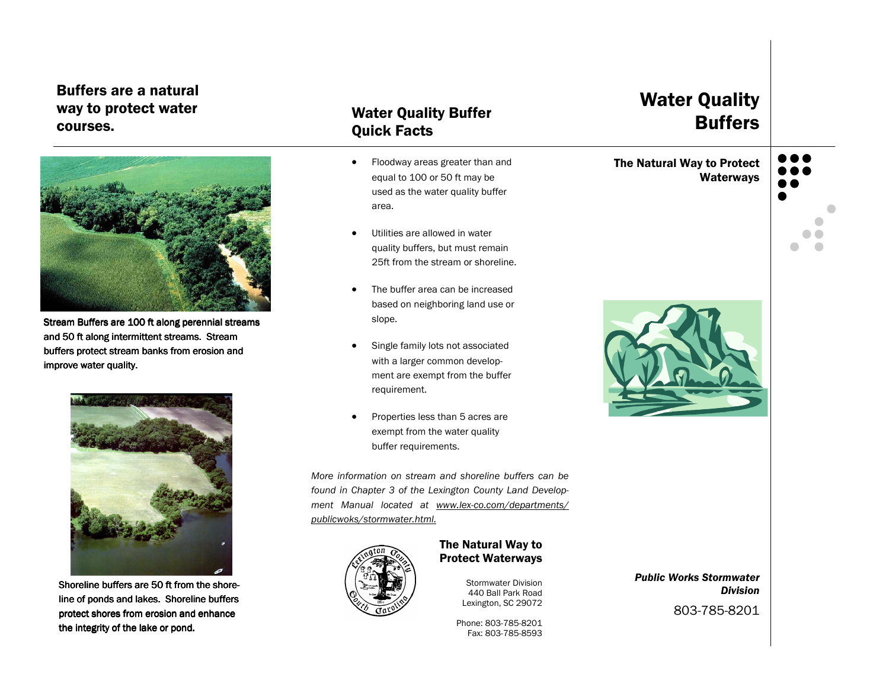## Buffers are a natural way to protect water courses.

Stream Buffers are 100 ft along perennial streams and 50 ft along intermittent streams. Stream buffers protect stream banks from erosion and improve water quality.

Shoreline buffers are 50 ft from the shoreline of ponds and lakes. Shoreline buffers protect shores from erosion and enhance the integrity of the lake or pond.

## Water Quality Buffer Quick Facts

- Floodway areas greater than and equal to 100 or 50 ft may be used as the water quality buffer area.
- Utilities are allowed in water quality buffers, but must remain 25ft from the stream or shoreline.
- The buffer area can be increased based on neighboring land use or slope.
- Single family lots not associated with a larger common development are exempt from the buffer requirement.
- Properties less than 5 acres are exempt from the water quality buffer requirements.

*More information on stream and shoreline buffers can be found in Chapter 3 of the Lexington County Land Development Manual located at www.lex-co.com/departments/publicwoks/stormwater.html.*

**The Natural Way to Protect Waterways**

Stormwater Division
440 Ball Park Road
Lexington, SC 29072

Phone: 803-785-8201
Fax: 803-785-8593

# Water Quality Buffers

**The Natural Way to Protect Waterways**

***Public Works Stormwater Division***

803-785-8201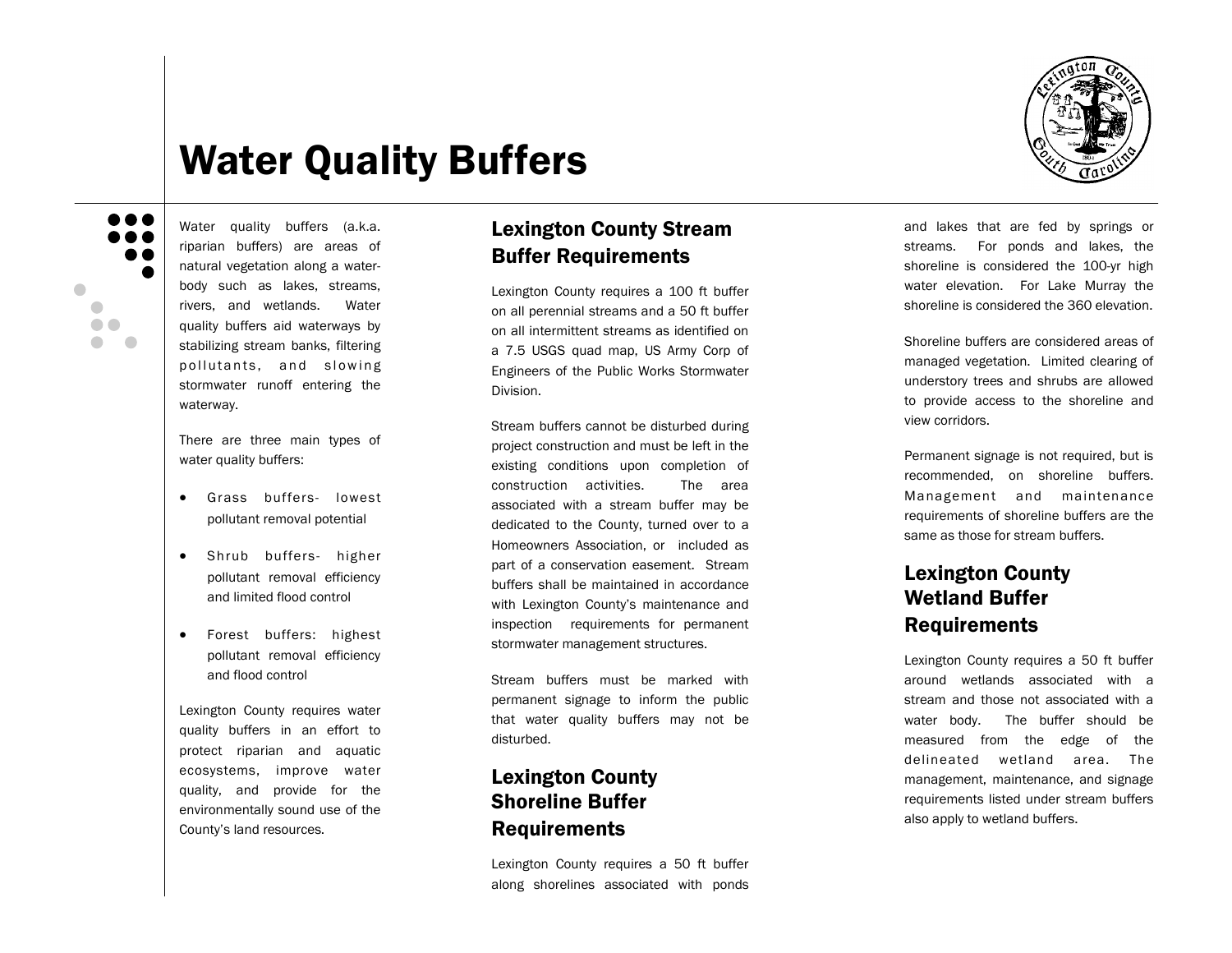# Water Quality Buffers

Water quality buffers (a.k.a. riparian buffers) are areas of natural vegetation along a water-body such as lakes, streams, rivers, and wetlands. Water quality buffers aid waterways by stabilizing stream banks, filtering pollutants, and slowing stormwater runoff entering the waterway.

There are three main types of water quality buffers:

- Grass buffers- lowest pollutant removal potential
- Shrub buffers- higher pollutant removal efficiency and limited flood control
- Forest buffers: highest pollutant removal efficiency and flood control

Lexington County requires water quality buffers in an effort to protect riparian and aquatic ecosystems, improve water quality, and provide for the environmentally sound use of the County's land resources.

## Lexington County Stream Buffer Requirements

Lexington County requires a 100 ft buffer on all perennial streams and a 50 ft buffer on all intermittent streams as identified on a 7.5 USGS quad map, US Army Corp of Engineers of the Public Works Stormwater Division.

Stream buffers cannot be disturbed during project construction and must be left in the existing conditions upon completion of construction activities. The area associated with a stream buffer may be dedicated to the County, turned over to a Homeowners Association, or included as part of a conservation easement. Stream buffers shall be maintained in accordance with Lexington County's maintenance and inspection requirements for permanent stormwater management structures.

Stream buffers must be marked with permanent signage to inform the public that water quality buffers may not be disturbed.

## Lexington County Shoreline Buffer Requirements

Lexington County requires a 50 ft buffer along shorelines associated with ponds and lakes that are fed by springs or streams. For ponds and lakes, the shoreline is considered the 100-yr high water elevation. For Lake Murray the shoreline is considered the 360 elevation.

Shoreline buffers are considered areas of managed vegetation. Limited clearing of understory trees and shrubs are allowed to provide access to the shoreline and view corridors.

Permanent signage is not required, but is recommended, on shoreline buffers. Management and maintenance requirements of shoreline buffers are the same as those for stream buffers.

## Lexington County Wetland Buffer Requirements

Lexington County requires a 50 ft buffer around wetlands associated with a stream and those not associated with a water body. The buffer should be measured from the edge of the delineated wetland area. The management, maintenance, and signage requirements listed under stream buffers also apply to wetland buffers.